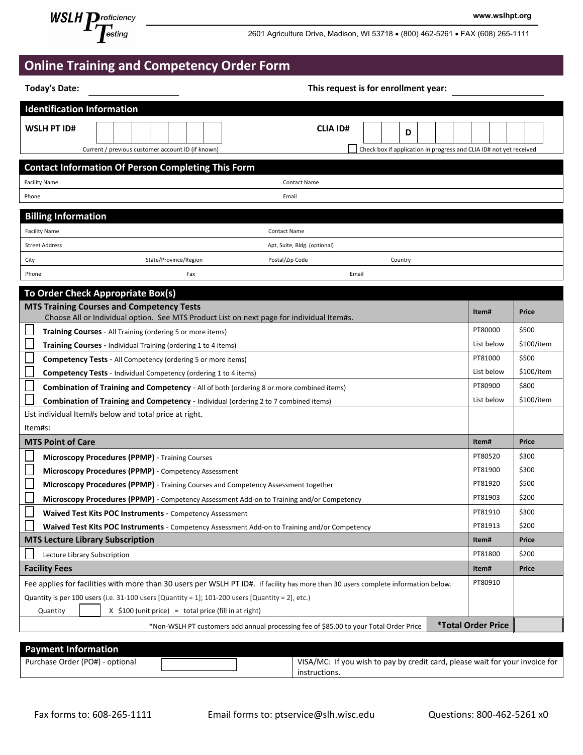WSLH Proficiency Testing

www.wslhpt.org

2601 Agriculture Drive, Madison, WI 53718 • (800) 462-5261 • FAX (608) 265-1111

# Online Training and Competency Order Form

**Today's Date:** ____________________ **This request is for enrollment year:** ____________________

## Identification Information

**WSLH PT ID#** [ ][ ][ ][ ][ ][ ][ ]
Current / previous customer account ID (if known)

**CLIA ID#** [ ][ ][D][ ][ ][ ][ ][ ][ ][ ][ ]
☐ Check box if application in progress and CLIA ID# not yet received

## Contact Information Of Person Completing This Form

| Facility Name | Contact Name |
|---|---|
| Phone | Email |

## Billing Information

| Facility Name | | Contact Name | |
|---|---|---|---|
| Street Address | | Apt, Suite, Bldg. (optional) | |
| City | State/Province/Region | Postal/Zip Code | Country |
| Phone | Fax | Email | |

## To Order Check Appropriate Box(s)

| **MTS Training Courses and Competency Tests** Choose All or Individual option. See MTS Product List on next page for individual Item#s. | Item# | Price |
|---|---|---|
| ☐ **Training Courses** - All Training (ordering 5 or more items) | PT80000 | $500 |
| ☐ **Training Courses** - Individual Training (ordering 1 to 4 items) | List below | $100/item |
| ☐ **Competency Tests** - All Competency (ordering 5 or more items) | PT81000 | $500 |
| ☐ **Competency Tests** - Individual Competency (ordering 1 to 4 items) | List below | $100/item |
| ☐ **Combination of Training and Competency** - All of both (ordering 8 or more combined items) | PT80900 | $800 |
| ☐ **Combination of Training and Competency** - Individual (ordering 2 to 7 combined items) | List below | $100/item |
| List individual Item#s below and total price at right. Item#s: | | |
| **MTS Point of Care** | **Item#** | **Price** |
| ☐ **Microscopy Procedures (PPMP)** - Training Courses | PT80520 | $300 |
| ☐ **Microscopy Procedures (PPMP)** - Competency Assessment | PT81900 | $300 |
| ☐ **Microscopy Procedures (PPMP)** - Training Courses and Competency Assessment together | PT81920 | $500 |
| ☐ **Microscopy Procedures (PPMP)** - Competency Assessment Add-on to Training and/or Competency | PT81903 | $200 |
| ☐ **Waived Test Kits POC Instruments** - Competency Assessment | PT81910 | $300 |
| ☐ **Waived Test Kits POC Instruments** - Competency Assessment Add-on to Training and/or Competency | PT81913 | $200 |
| **MTS Lecture Library Subscription** | **Item#** | **Price** |
| ☐ Lecture Library Subscription | PT81800 | $200 |
| **Facility Fees** | **Item#** | **Price** |
| Fee applies for facilities with more than 30 users per WSLH PT ID#. If facility has more than 30 users complete information below. Quantity is per 100 users (i.e. 31-100 users [Quantity = 1]; 101-200 users [Quantity = 2], etc.) Quantity [ ] X $100 (unit price) = total price (fill in at right) | PT80910 | |
| *Non-WSLH PT customers add annual processing fee of $85.00 to your Total Order Price | **\*Total Order Price** | |

## Payment Information

| Purchase Order (PO#) - optional | | VISA/MC: If you wish to pay by credit card, please wait for your invoice for instructions. |
|---|---|---|

Fax forms to: 608-265-1111 Email forms to: ptservice@slh.wisc.edu Questions: 800-462-5261 x0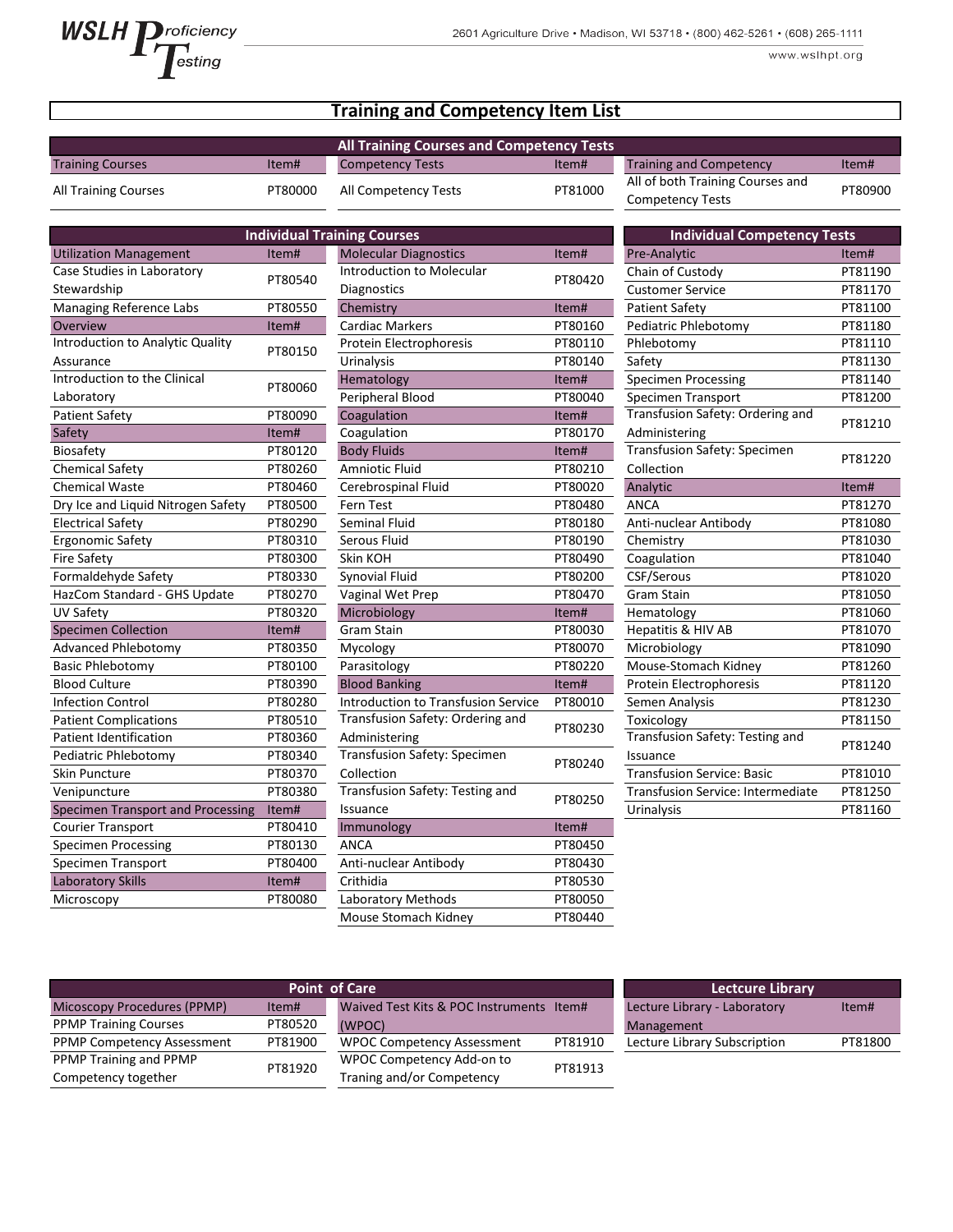WSLH Proficiency Testing

2601 Agriculture Drive • Madison, WI 53718 • (800) 462-5261 • (608) 265-1111

www.wslhpt.org

# Training and Competency Item List

## All Training Courses and Competency Tests

| Training Courses | Item# | Competency Tests | Item# | Training and Competency | Item# |
|---|---|---|---|---|---|
| All Training Courses | PT80000 | All Competency Tests | PT81000 | All of both Training Courses and Competency Tests | PT80900 |

## Individual Training Courses

| Utilization Management | Item# |
|---|---|
| Case Studies in Laboratory Stewardship | PT80540 |
| Managing Reference Labs | PT80550 |
| **Overview** | **Item#** |
| Introduction to Analytic Quality Assurance | PT80150 |
| Introduction to the Clinical Laboratory | PT80060 |
| Patient Safety | PT80090 |
| **Safety** | **Item#** |
| Biosafety | PT80120 |
| Chemical Safety | PT80260 |
| Chemical Waste | PT80460 |
| Dry Ice and Liquid Nitrogen Safety | PT80500 |
| Electrical Safety | PT80290 |
| Ergonomic Safety | PT80310 |
| Fire Safety | PT80300 |
| Formaldehyde Safety | PT80330 |
| HazCom Standard - GHS Update | PT80270 |
| UV Safety | PT80320 |
| **Specimen Collection** | **Item#** |
| Advanced Phlebotomy | PT80350 |
| Basic Phlebotomy | PT80100 |
| Blood Culture | PT80390 |
| Infection Control | PT80280 |
| Patient Complications | PT80510 |
| Patient Identification | PT80360 |
| Pediatric Phlebotomy | PT80340 |
| Skin Puncture | PT80370 |
| Venipuncture | PT80380 |
| **Specimen Transport and Processing** | **Item#** |
| Courier Transport | PT80410 |
| Specimen Processing | PT80130 |
| Specimen Transport | PT80400 |
| **Laboratory Skills** | **Item#** |
| Microscopy | PT80080 |

| Molecular Diagnostics | Item# |
|---|---|
| Introduction to Molecular Diagnostics | PT80420 |
| **Chemistry** | **Item#** |
| Cardiac Markers | PT80160 |
| Protein Electrophoresis | PT80110 |
| Urinalysis | PT80140 |
| **Hematology** | **Item#** |
| Peripheral Blood | PT80040 |
| **Coagulation** | **Item#** |
| Coagulation | PT80170 |
| **Body Fluids** | **Item#** |
| Amniotic Fluid | PT80210 |
| Cerebrospinal Fluid | PT80020 |
| Fern Test | PT80480 |
| Seminal Fluid | PT80180 |
| Serous Fluid | PT80190 |
| Skin KOH | PT80490 |
| Synovial Fluid | PT80200 |
| Vaginal Wet Prep | PT80470 |
| **Microbiology** | **Item#** |
| Gram Stain | PT80030 |
| Mycology | PT80070 |
| Parasitology | PT80220 |
| **Blood Banking** | **Item#** |
| Introduction to Transfusion Service | PT80010 |
| Transfusion Safety: Ordering and Administering | PT80230 |
| Transfusion Safety: Specimen Collection | PT80240 |
| Transfusion Safety: Testing and Issuance | PT80250 |
| **Immunology** | **Item#** |
| ANCA | PT80450 |
| Anti-nuclear Antibody | PT80430 |
| Crithidia | PT80530 |
| Laboratory Methods | PT80050 |
| Mouse Stomach Kidney | PT80440 |

## Individual Competency Tests

| Pre-Analytic | Item# |
|---|---|
| Chain of Custody | PT81190 |
| Customer Service | PT81170 |
| Patient Safety | PT81100 |
| Pediatric Phlebotomy | PT81180 |
| Phlebotomy | PT81110 |
| Safety | PT81130 |
| Specimen Processing | PT81140 |
| Specimen Transport | PT81200 |
| Transfusion Safety: Ordering and Administering | PT81210 |
| Transfusion Safety: Specimen Collection | PT81220 |
| **Analytic** | **Item#** |
| ANCA | PT81270 |
| Anti-nuclear Antibody | PT81080 |
| Chemistry | PT81030 |
| Coagulation | PT81040 |
| CSF/Serous | PT81020 |
| Gram Stain | PT81050 |
| Hematology | PT81060 |
| Hepatitis & HIV AB | PT81070 |
| Microbiology | PT81090 |
| Mouse-Stomach Kidney | PT81260 |
| Protein Electrophoresis | PT81120 |
| Semen Analysis | PT81230 |
| Toxicology | PT81150 |
| Transfusion Safety: Testing and Issuance | PT81240 |
| Transfusion Service: Basic | PT81010 |
| Transfusion Service: Intermediate | PT81250 |
| Urinalysis | PT81160 |

## Point of Care

| Micoscopy Procedures (PPMP) | Item# | Waived Test Kits & POC Instruments (WPOC) | Item# |
|---|---|---|---|
| PPMP Training Courses | PT80520 | WPOC Competency Assessment | PT81910 |
| PPMP Competency Assessment | PT81900 | WPOC Competency Add-on to Traning and/or Competency | PT81913 |
| PPMP Training and PPMP Competency together | PT81920 | | |

## Lectcure Library

| Lecture Library - Laboratory Management | Item# |
|---|---|
| Lecture Library Subscription | PT81800 |